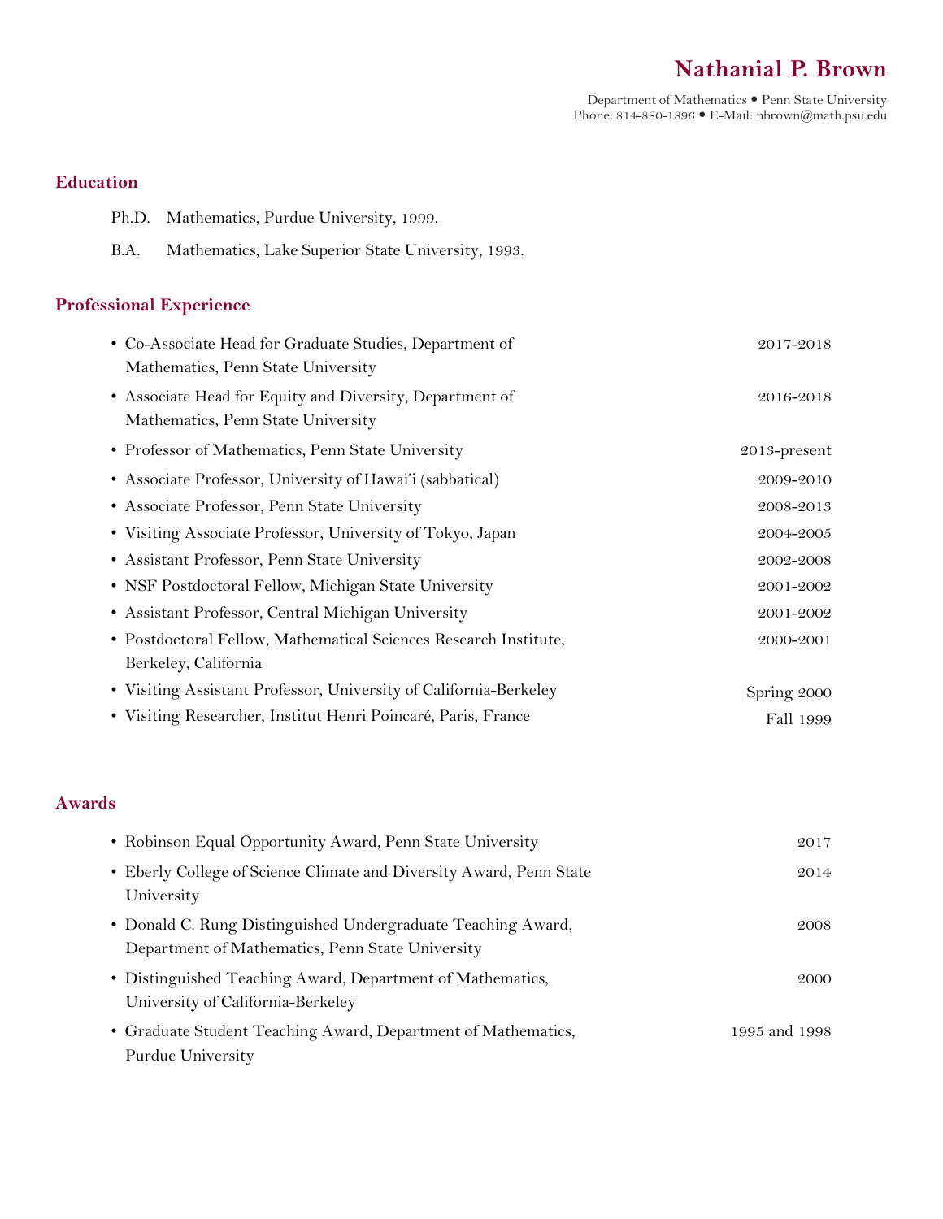# Nathanial P. Brown

Department of Mathematics • Penn State University
Phone: 814-880-1896 • E-Mail: nbrown@math.psu.edu

## Education

Ph.D. Mathematics, Purdue University, 1999.

B.A. Mathematics, Lake Superior State University, 1993.

## Professional Experience

- Co-Associate Head for Graduate Studies, Department of Mathematics, Penn State University — 2017-2018
- Associate Head for Equity and Diversity, Department of Mathematics, Penn State University — 2016-2018
- Professor of Mathematics, Penn State University — 2013-present
- Associate Professor, University of Hawai'i (sabbatical) — 2009-2010
- Associate Professor, Penn State University — 2008-2013
- Visiting Associate Professor, University of Tokyo, Japan — 2004-2005
- Assistant Professor, Penn State University — 2002-2008
- NSF Postdoctoral Fellow, Michigan State University — 2001-2002
- Assistant Professor, Central Michigan University — 2001-2002
- Postdoctoral Fellow, Mathematical Sciences Research Institute, Berkeley, California — 2000-2001
- Visiting Assistant Professor, University of California-Berkeley — Spring 2000
- Visiting Researcher, Institut Henri Poincaré, Paris, France — Fall 1999

## Awards

- Robinson Equal Opportunity Award, Penn State University — 2017
- Eberly College of Science Climate and Diversity Award, Penn State University — 2014
- Donald C. Rung Distinguished Undergraduate Teaching Award, Department of Mathematics, Penn State University — 2008
- Distinguished Teaching Award, Department of Mathematics, University of California-Berkeley — 2000
- Graduate Student Teaching Award, Department of Mathematics, Purdue University — 1995 and 1998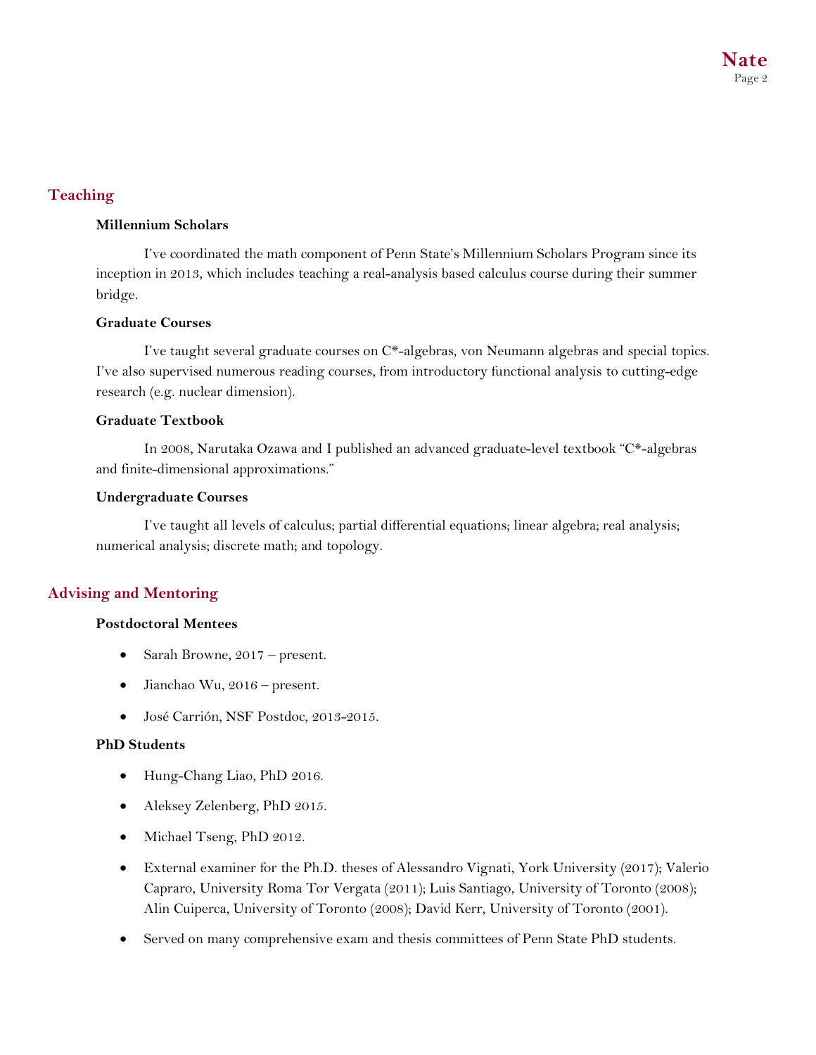## Teaching

### Millennium Scholars

I've coordinated the math component of Penn State's Millennium Scholars Program since its inception in 2013, which includes teaching a real-analysis based calculus course during their summer bridge.

### Graduate Courses

I've taught several graduate courses on C*-algebras, von Neumann algebras and special topics. I've also supervised numerous reading courses, from introductory functional analysis to cutting-edge research (e.g. nuclear dimension).

### Graduate Textbook

In 2008, Narutaka Ozawa and I published an advanced graduate-level textbook "C*-algebras and finite-dimensional approximations."

### Undergraduate Courses

I've taught all levels of calculus; partial differential equations; linear algebra; real analysis; numerical analysis; discrete math; and topology.

## Advising and Mentoring

### Postdoctoral Mentees

- Sarah Browne, 2017 – present.
- Jianchao Wu, 2016 – present.
- José Carrión, NSF Postdoc, 2013-2015.

### PhD Students

- Hung-Chang Liao, PhD 2016.
- Aleksey Zelenberg, PhD 2015.
- Michael Tseng, PhD 2012.
- External examiner for the Ph.D. theses of Alessandro Vignati, York University (2017); Valerio Capraro, University Roma Tor Vergata (2011); Luis Santiago, University of Toronto (2008); Alin Cuiperca, University of Toronto (2008); David Kerr, University of Toronto (2001).
- Served on many comprehensive exam and thesis committees of Penn State PhD students.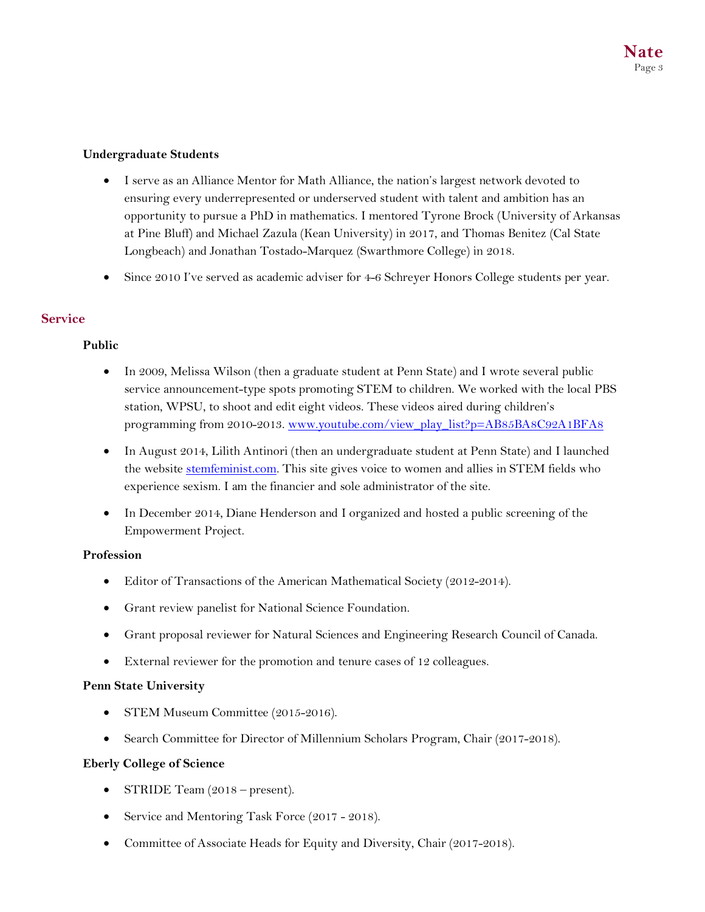### Undergraduate Students

- I serve as an Alliance Mentor for Math Alliance, the nation's largest network devoted to ensuring every underrepresented or underserved student with talent and ambition has an opportunity to pursue a PhD in mathematics. I mentored Tyrone Brock (University of Arkansas at Pine Bluff) and Michael Zazula (Kean University) in 2017, and Thomas Benitez (Cal State Longbeach) and Jonathan Tostado-Marquez (Swarthmore College) in 2018.
- Since 2010 I've served as academic adviser for 4-6 Schreyer Honors College students per year.

## Service

### Public

- In 2009, Melissa Wilson (then a graduate student at Penn State) and I wrote several public service announcement-type spots promoting STEM to children. We worked with the local PBS station, WPSU, to shoot and edit eight videos. These videos aired during children's programming from 2010-2013. [www.youtube.com/view_play_list?p=AB85BA8C92A1BFA8](www.youtube.com/view_play_list?p=AB85BA8C92A1BFA8)
- In August 2014, Lilith Antinori (then an undergraduate student at Penn State) and I launched the website [stemfeminist.com](stemfeminist.com). This site gives voice to women and allies in STEM fields who experience sexism. I am the financier and sole administrator of the site.
- In December 2014, Diane Henderson and I organized and hosted a public screening of the Empowerment Project.

### Profession

- Editor of Transactions of the American Mathematical Society (2012-2014).
- Grant review panelist for National Science Foundation.
- Grant proposal reviewer for Natural Sciences and Engineering Research Council of Canada.
- External reviewer for the promotion and tenure cases of 12 colleagues.

### Penn State University

- STEM Museum Committee (2015-2016).
- Search Committee for Director of Millennium Scholars Program, Chair (2017-2018).

### Eberly College of Science

- STRIDE Team (2018 – present).
- Service and Mentoring Task Force (2017 - 2018).
- Committee of Associate Heads for Equity and Diversity, Chair (2017-2018).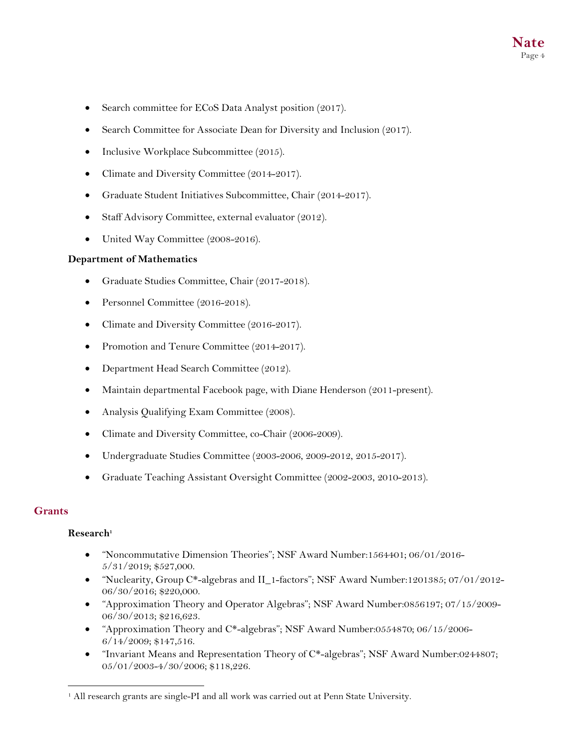- Search committee for ECoS Data Analyst position (2017).
- Search Committee for Associate Dean for Diversity and Inclusion (2017).
- Inclusive Workplace Subcommittee (2015).
- Climate and Diversity Committee (2014-2017).
- Graduate Student Initiatives Subcommittee, Chair (2014-2017).
- Staff Advisory Committee, external evaluator (2012).
- United Way Committee (2008-2016).

**Department of Mathematics**

- Graduate Studies Committee, Chair (2017-2018).
- Personnel Committee (2016-2018).
- Climate and Diversity Committee (2016-2017).
- Promotion and Tenure Committee (2014-2017).
- Department Head Search Committee (2012).
- Maintain departmental Facebook page, with Diane Henderson (2011-present).
- Analysis Qualifying Exam Committee (2008).
- Climate and Diversity Committee, co-Chair (2006-2009).
- Undergraduate Studies Committee (2003-2006, 2009-2012, 2015-2017).
- Graduate Teaching Assistant Oversight Committee (2002-2003, 2010-2013).

## Grants

**Research**[1]

- "Noncommutative Dimension Theories"; NSF Award Number:1564401; 06/01/2016-5/31/2019; $527,000.
- "Nuclearity, Group C*-algebras and II_1-factors"; NSF Award Number:1201385; 07/01/2012-06/30/2016; $220,000.
- "Approximation Theory and Operator Algebras"; NSF Award Number:0856197; 07/15/2009-06/30/2013; $216,623.
- "Approximation Theory and C*-algebras"; NSF Award Number:0554870; 06/15/2006-6/14/2009; $147,516.
- "Invariant Means and Representation Theory of C*-algebras"; NSF Award Number:0244807; 05/01/2003-4/30/2006; $118,226.

[1] All research grants are single-PI and all work was carried out at Penn State University.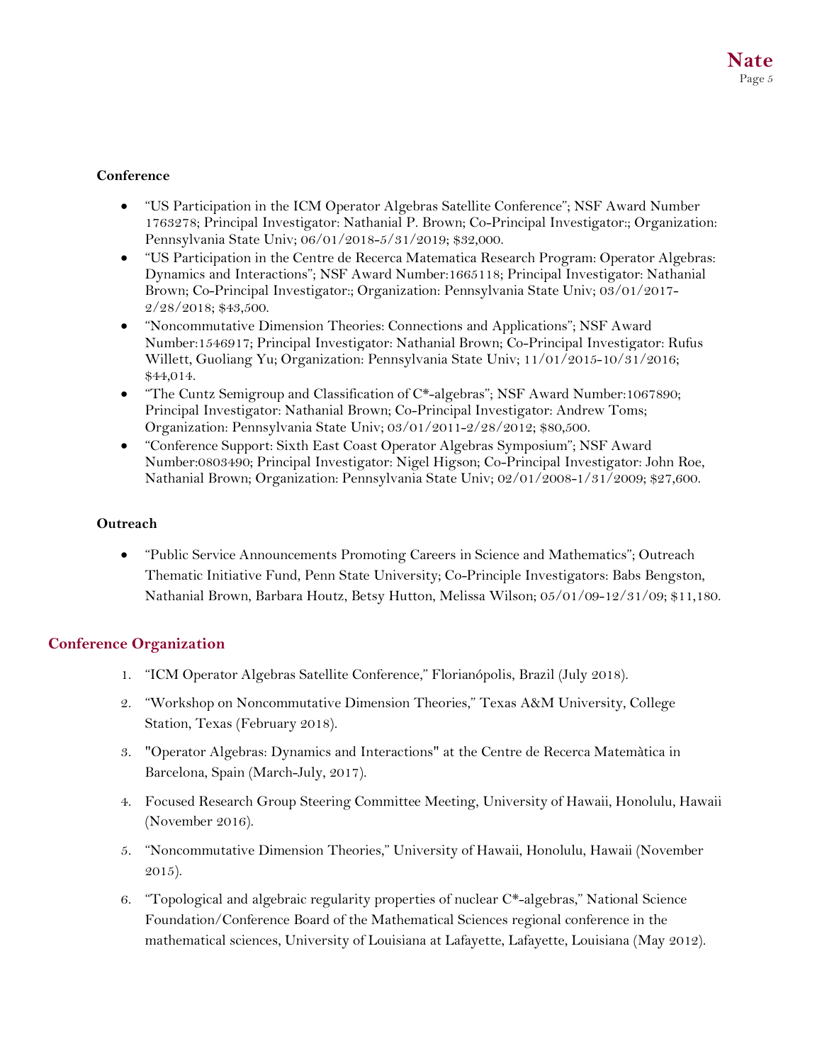**Conference**

- "US Participation in the ICM Operator Algebras Satellite Conference"; NSF Award Number 1763278; Principal Investigator: Nathanial P. Brown; Co-Principal Investigator:; Organization: Pennsylvania State Univ; 06/01/2018-5/31/2019; $32,000.
- "US Participation in the Centre de Recerca Matematica Research Program: Operator Algebras: Dynamics and Interactions"; NSF Award Number:1665118; Principal Investigator: Nathanial Brown; Co-Principal Investigator:; Organization: Pennsylvania State Univ; 03/01/2017-2/28/2018; $43,500.
- "Noncommutative Dimension Theories: Connections and Applications"; NSF Award Number:1546917; Principal Investigator: Nathanial Brown; Co-Principal Investigator: Rufus Willett, Guoliang Yu; Organization: Pennsylvania State Univ; 11/01/2015-10/31/2016; $44,014.
- "The Cuntz Semigroup and Classification of C*-algebras"; NSF Award Number:1067890; Principal Investigator: Nathanial Brown; Co-Principal Investigator: Andrew Toms; Organization: Pennsylvania State Univ; 03/01/2011-2/28/2012; $80,500.
- "Conference Support: Sixth East Coast Operator Algebras Symposium"; NSF Award Number:0803490; Principal Investigator: Nigel Higson; Co-Principal Investigator: John Roe, Nathanial Brown; Organization: Pennsylvania State Univ; 02/01/2008-1/31/2009; $27,600.

**Outreach**

- "Public Service Announcements Promoting Careers in Science and Mathematics"; Outreach Thematic Initiative Fund, Penn State University; Co-Principle Investigators: Babs Bengston, Nathanial Brown, Barbara Houtz, Betsy Hutton, Melissa Wilson; 05/01/09-12/31/09; $11,180.

## Conference Organization

1. "ICM Operator Algebras Satellite Conference," Florianópolis, Brazil (July 2018).
2. "Workshop on Noncommutative Dimension Theories," Texas A&M University, College Station, Texas (February 2018).
3. "Operator Algebras: Dynamics and Interactions" at the Centre de Recerca Matemàtica in Barcelona, Spain (March-July, 2017).
4. Focused Research Group Steering Committee Meeting, University of Hawaii, Honolulu, Hawaii (November 2016).
5. "Noncommutative Dimension Theories," University of Hawaii, Honolulu, Hawaii (November 2015).
6. "Topological and algebraic regularity properties of nuclear C*-algebras," National Science Foundation/Conference Board of the Mathematical Sciences regional conference in the mathematical sciences, University of Louisiana at Lafayette, Lafayette, Louisiana (May 2012).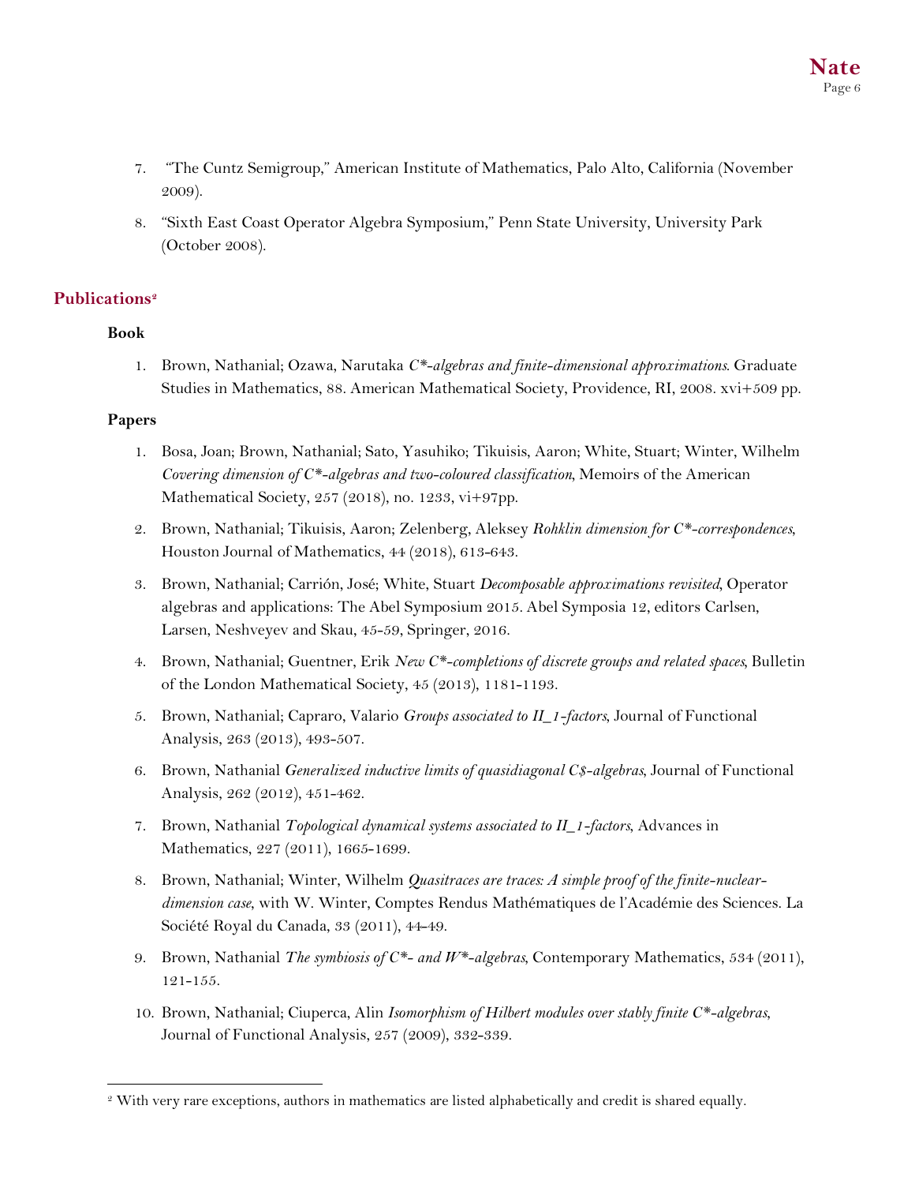7. "The Cuntz Semigroup," American Institute of Mathematics, Palo Alto, California (November 2009).

8. "Sixth East Coast Operator Algebra Symposium," Penn State University, University Park (October 2008).

## Publications[2]

### Book

1. Brown, Nathanial; Ozawa, Narutaka *C\*-algebras and finite-dimensional approximations*. Graduate Studies in Mathematics, 88. American Mathematical Society, Providence, RI, 2008. xvi+509 pp.

### Papers

1. Bosa, Joan; Brown, Nathanial; Sato, Yasuhiko; Tikuisis, Aaron; White, Stuart; Winter, Wilhelm *Covering dimension of C\*-algebras and two-coloured classification*, Memoirs of the American Mathematical Society, 257 (2018), no. 1233, vi+97pp.

2. Brown, Nathanial; Tikuisis, Aaron; Zelenberg, Aleksey *Rohklin dimension for C\*-correspondences*, Houston Journal of Mathematics, 44 (2018), 613-643.

3. Brown, Nathanial; Carrión, José; White, Stuart *Decomposable approximations revisited*, Operator algebras and applications: The Abel Symposium 2015. Abel Symposia 12, editors Carlsen, Larsen, Neshveyev and Skau, 45-59, Springer, 2016.

4. Brown, Nathanial; Guentner, Erik *New C\*-completions of discrete groups and related spaces*, Bulletin of the London Mathematical Society, 45 (2013), 1181-1193.

5. Brown, Nathanial; Capraro, Valario *Groups associated to II_1-factors*, Journal of Functional Analysis, 263 (2013), 493-507.

6. Brown, Nathanial *Generalized inductive limits of quasidiagonal C$-algebras*, Journal of Functional Analysis, 262 (2012), 451-462.

7. Brown, Nathanial *Topological dynamical systems associated to II_1-factors*, Advances in Mathematics, 227 (2011), 1665-1699.

8. Brown, Nathanial; Winter, Wilhelm *Quasitraces are traces: A simple proof of the finite-nuclear-dimension case*, with W. Winter, Comptes Rendus Mathématiques de l'Académie des Sciences. La Société Royal du Canada, 33 (2011), 44-49.

9. Brown, Nathanial *The symbiosis of C\*- and W\*-algebras*, Contemporary Mathematics, 534 (2011), 121-155.

10. Brown, Nathanial; Ciuperca, Alin *Isomorphism of Hilbert modules over stably finite C\*-algebras*, Journal of Functional Analysis, 257 (2009), 332-339.

[2] With very rare exceptions, authors in mathematics are listed alphabetically and credit is shared equally.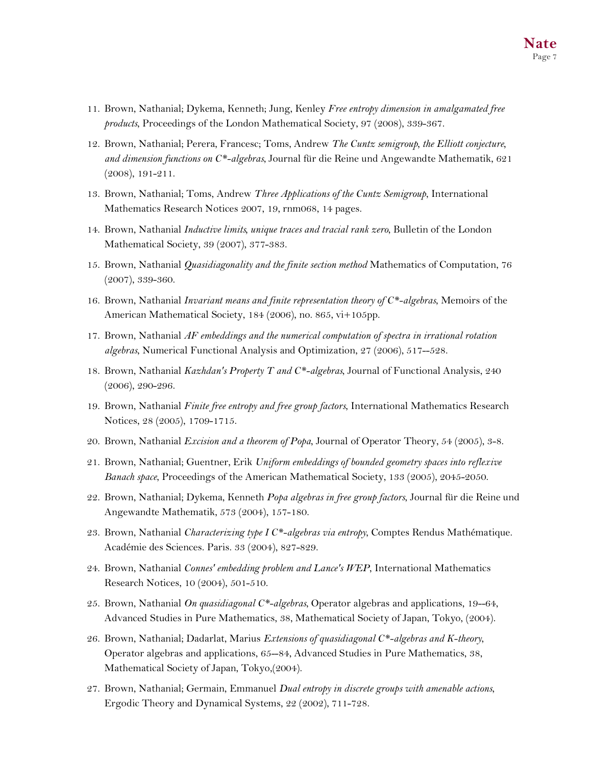11. Brown, Nathanial; Dykema, Kenneth; Jung, Kenley *Free entropy dimension in amalgamated free products*, Proceedings of the London Mathematical Society, 97 (2008), 339-367.
12. Brown, Nathanial; Perera, Francesc; Toms, Andrew *The Cuntz semigroup, the Elliott conjecture, and dimension functions on C*-algebras*, Journal für die Reine und Angewandte Mathematik, 621 (2008), 191-211.
13. Brown, Nathanial; Toms, Andrew *Three Applications of the Cuntz Semigroup*, International Mathematics Research Notices 2007, 19, rnm068, 14 pages.
14. Brown, Nathanial *Inductive limits, unique traces and tracial rank zero*, Bulletin of the London Mathematical Society, 39 (2007), 377-383.
15. Brown, Nathanial *Quasidiagonality and the finite section method* Mathematics of Computation, 76 (2007), 339-360.
16. Brown, Nathanial *Invariant means and finite representation theory of C*-algebras*, Memoirs of the American Mathematical Society, 184 (2006), no. 865, vi+105pp.
17. Brown, Nathanial *AF embeddings and the numerical computation of spectra in irrational rotation algebras*, Numerical Functional Analysis and Optimization, 27 (2006), 517--528.
18. Brown, Nathanial *Kazhdan's Property T and C*-algebras*, Journal of Functional Analysis, 240 (2006), 290-296.
19. Brown, Nathanial *Finite free entropy and free group factors*, International Mathematics Research Notices, 28 (2005), 1709-1715.
20. Brown, Nathanial *Excision and a theorem of Popa*, Journal of Operator Theory, 54 (2005), 3-8.
21. Brown, Nathanial; Guentner, Erik *Uniform embeddings of bounded geometry spaces into reflexive Banach space*, Proceedings of the American Mathematical Society, 133 (2005), 2045-2050.
22. Brown, Nathanial; Dykema, Kenneth *Popa algebras in free group factors*, Journal für die Reine und Angewandte Mathematik, 573 (2004), 157-180.
23. Brown, Nathanial *Characterizing type I C*-algebras via entropy*, Comptes Rendus Mathématique. Académie des Sciences. Paris. 33 (2004), 827-829.
24. Brown, Nathanial *Connes' embedding problem and Lance's WEP*, International Mathematics Research Notices, 10 (2004), 501-510.
25. Brown, Nathanial *On quasidiagonal C*-algebras*, Operator algebras and applications, 19--64, Advanced Studies in Pure Mathematics, 38, Mathematical Society of Japan, Tokyo, (2004).
26. Brown, Nathanial; Dadarlat, Marius *Extensions of quasidiagonal C*-algebras and K-theory*, Operator algebras and applications, 65--84, Advanced Studies in Pure Mathematics, 38, Mathematical Society of Japan, Tokyo,(2004).
27. Brown, Nathanial; Germain, Emmanuel *Dual entropy in discrete groups with amenable actions*, Ergodic Theory and Dynamical Systems, 22 (2002), 711-728.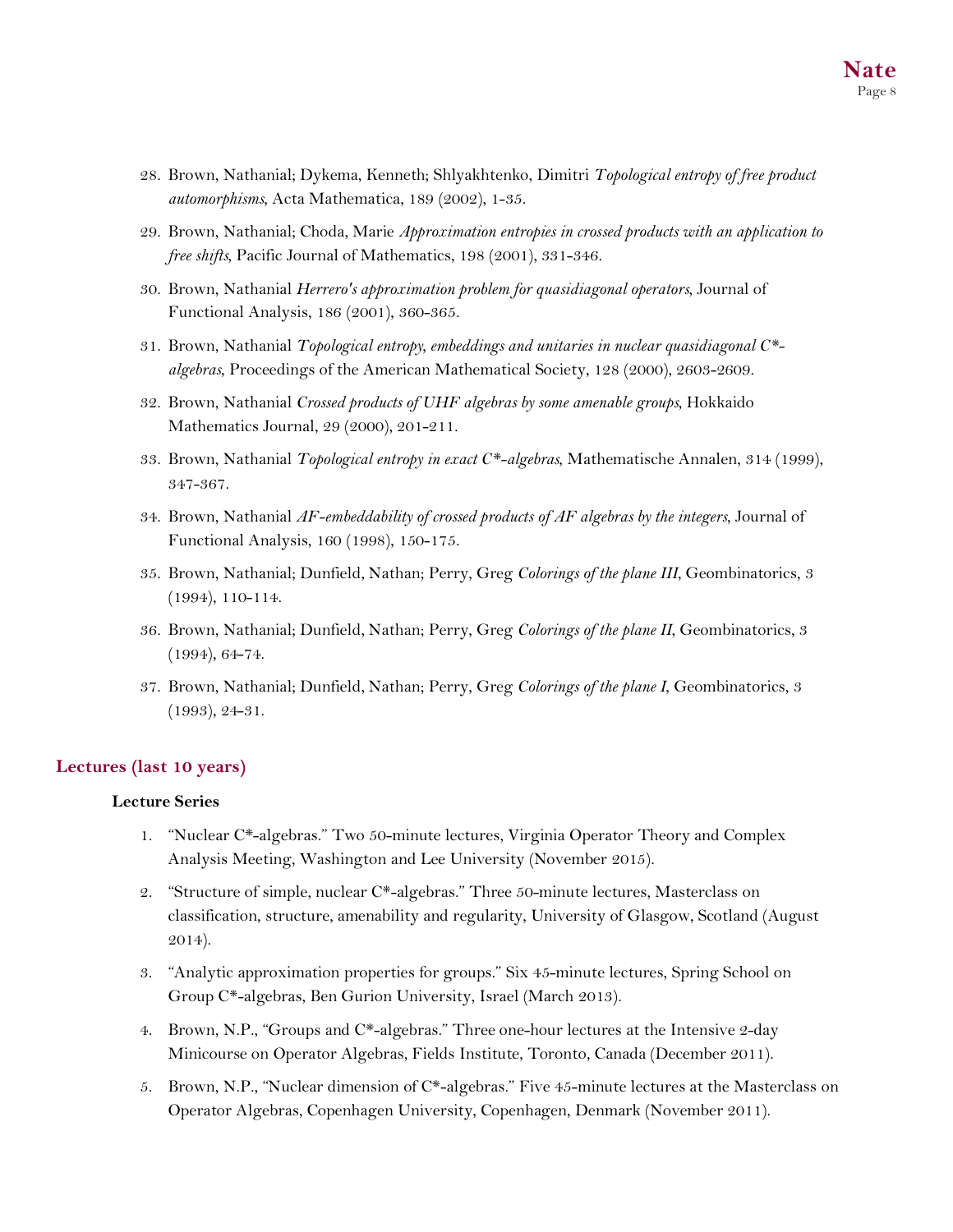28. Brown, Nathanial; Dykema, Kenneth; Shlyakhtenko, Dimitri *Topological entropy of free product automorphisms*, Acta Mathematica, 189 (2002), 1-35.
29. Brown, Nathanial; Choda, Marie *Approximation entropies in crossed products with an application to free shifts*, Pacific Journal of Mathematics, 198 (2001), 331-346.
30. Brown, Nathanial *Herrero's approximation problem for quasidiagonal operators*, Journal of Functional Analysis, 186 (2001), 360-365.
31. Brown, Nathanial *Topological entropy, embeddings and unitaries in nuclear quasidiagonal C*-algebras*, Proceedings of the American Mathematical Society, 128 (2000), 2603-2609.
32. Brown, Nathanial *Crossed products of UHF algebras by some amenable groups*, Hokkaido Mathematics Journal, 29 (2000), 201-211.
33. Brown, Nathanial *Topological entropy in exact C*-algebras*, Mathematische Annalen, 314 (1999), 347-367.
34. Brown, Nathanial *AF-embeddability of crossed products of AF algebras by the integers*, Journal of Functional Analysis, 160 (1998), 150-175.
35. Brown, Nathanial; Dunfield, Nathan; Perry, Greg *Colorings of the plane III*, Geombinatorics, 3 (1994), 110-114.
36. Brown, Nathanial; Dunfield, Nathan; Perry, Greg *Colorings of the plane II*, Geombinatorics, 3 (1994), 64-74.
37. Brown, Nathanial; Dunfield, Nathan; Perry, Greg *Colorings of the plane I*, Geombinatorics, 3 (1993), 24-31.

## Lectures (last 10 years)

### Lecture Series

1. "Nuclear C*-algebras." Two 50-minute lectures, Virginia Operator Theory and Complex Analysis Meeting, Washington and Lee University (November 2015).
2. "Structure of simple, nuclear C*-algebras." Three 50-minute lectures, Masterclass on classification, structure, amenability and regularity, University of Glasgow, Scotland (August 2014).
3. "Analytic approximation properties for groups." Six 45-minute lectures, Spring School on Group C*-algebras, Ben Gurion University, Israel (March 2013).
4. Brown, N.P., "Groups and C*-algebras." Three one-hour lectures at the Intensive 2-day Minicourse on Operator Algebras, Fields Institute, Toronto, Canada (December 2011).
5. Brown, N.P., "Nuclear dimension of C*-algebras." Five 45-minute lectures at the Masterclass on Operator Algebras, Copenhagen University, Copenhagen, Denmark (November 2011).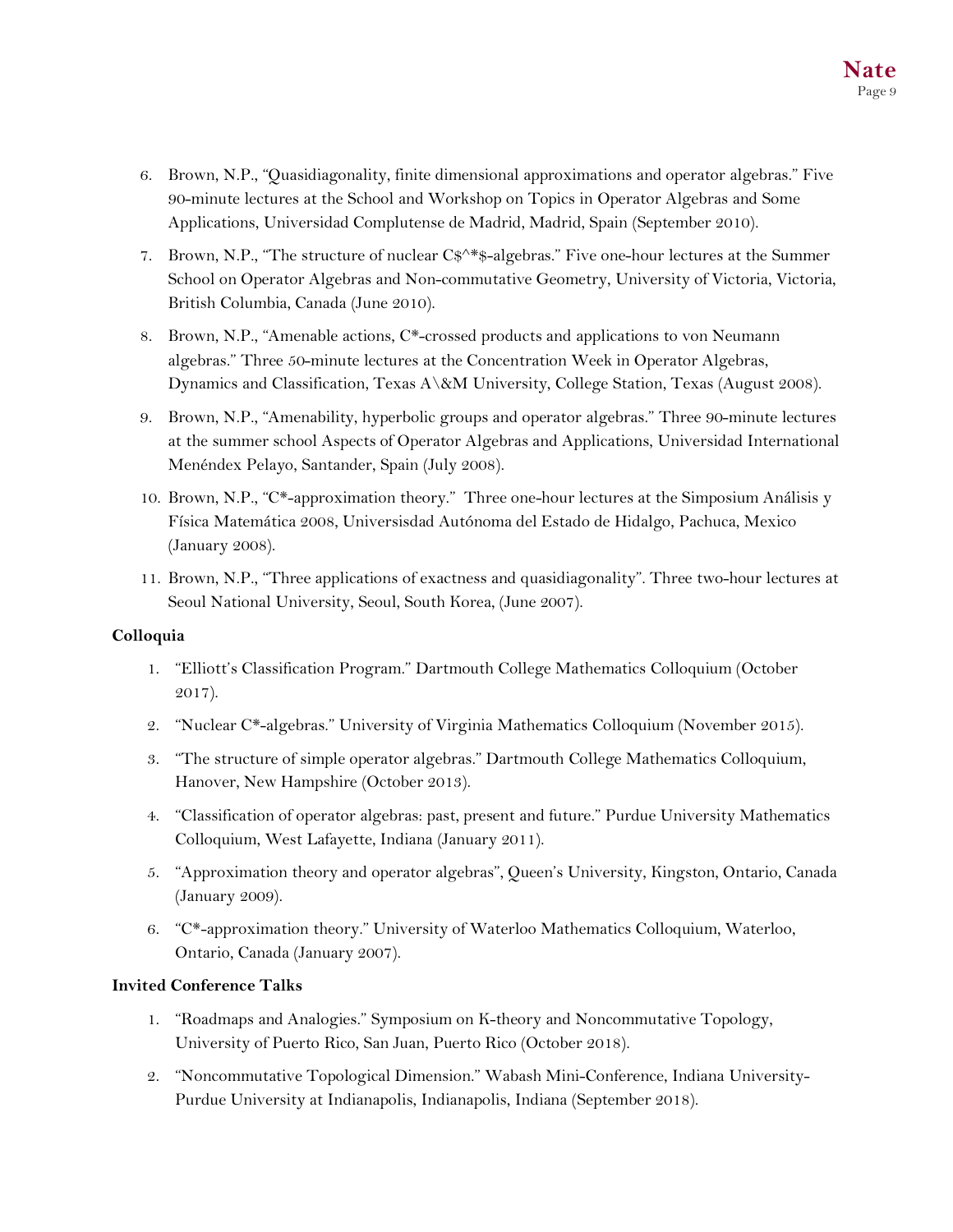6. Brown, N.P., "Quasidiagonality, finite dimensional approximations and operator algebras." Five 90-minute lectures at the School and Workshop on Topics in Operator Algebras and Some Applications, Universidad Complutense de Madrid, Madrid, Spain (September 2010).
7. Brown, N.P., "The structure of nuclear C$^*$-algebras." Five one-hour lectures at the Summer School on Operator Algebras and Non-commutative Geometry, University of Victoria, Victoria, British Columbia, Canada (June 2010).
8. Brown, N.P., "Amenable actions, C*-crossed products and applications to von Neumann algebras." Three 50-minute lectures at the Concentration Week in Operator Algebras, Dynamics and Classification, Texas A\&M University, College Station, Texas (August 2008).
9. Brown, N.P., "Amenability, hyperbolic groups and operator algebras." Three 90-minute lectures at the summer school Aspects of Operator Algebras and Applications, Universidad International Menéndex Pelayo, Santander, Spain (July 2008).
10. Brown, N.P., "C*-approximation theory." Three one-hour lectures at the Simposium Análisis y Física Matemática 2008, Universisdad Autónoma del Estado de Hidalgo, Pachuca, Mexico (January 2008).
11. Brown, N.P., "Three applications of exactness and quasidiagonality". Three two-hour lectures at Seoul National University, Seoul, South Korea, (June 2007).

**Colloquia**

1. "Elliott's Classification Program." Dartmouth College Mathematics Colloquium (October 2017).
2. "Nuclear C*-algebras." University of Virginia Mathematics Colloquium (November 2015).
3. "The structure of simple operator algebras." Dartmouth College Mathematics Colloquium, Hanover, New Hampshire (October 2013).
4. "Classification of operator algebras: past, present and future." Purdue University Mathematics Colloquium, West Lafayette, Indiana (January 2011).
5. "Approximation theory and operator algebras", Queen's University, Kingston, Ontario, Canada (January 2009).
6. "C*-approximation theory." University of Waterloo Mathematics Colloquium, Waterloo, Ontario, Canada (January 2007).

**Invited Conference Talks**

1. "Roadmaps and Analogies." Symposium on K-theory and Noncommutative Topology, University of Puerto Rico, San Juan, Puerto Rico (October 2018).
2. "Noncommutative Topological Dimension." Wabash Mini-Conference, Indiana University-Purdue University at Indianapolis, Indianapolis, Indiana (September 2018).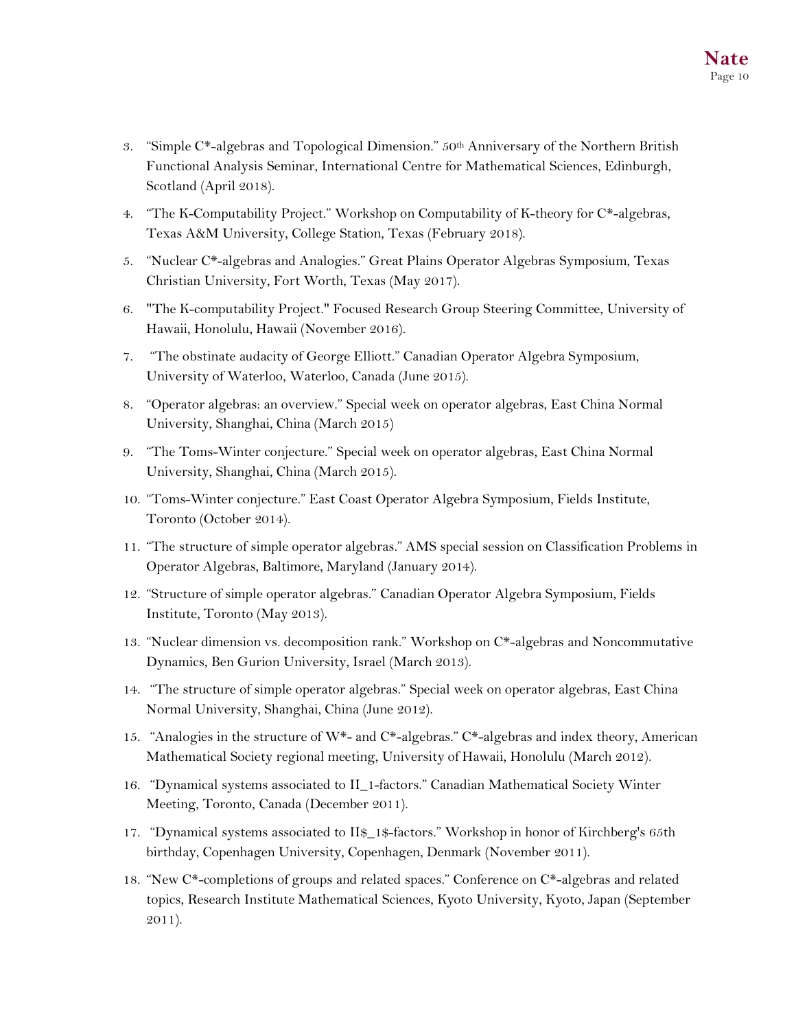3. "Simple C*-algebras and Topological Dimension." 50th Anniversary of the Northern British Functional Analysis Seminar, International Centre for Mathematical Sciences, Edinburgh, Scotland (April 2018).
4. "The K-Computability Project." Workshop on Computability of K-theory for C*-algebras, Texas A&M University, College Station, Texas (February 2018).
5. "Nuclear C*-algebras and Analogies." Great Plains Operator Algebras Symposium, Texas Christian University, Fort Worth, Texas (May 2017).
6. "The K-computability Project." Focused Research Group Steering Committee, University of Hawaii, Honolulu, Hawaii (November 2016).
7. "The obstinate audacity of George Elliott." Canadian Operator Algebra Symposium, University of Waterloo, Waterloo, Canada (June 2015).
8. "Operator algebras: an overview." Special week on operator algebras, East China Normal University, Shanghai, China (March 2015)
9. "The Toms-Winter conjecture." Special week on operator algebras, East China Normal University, Shanghai, China (March 2015).
10. "Toms-Winter conjecture." East Coast Operator Algebra Symposium, Fields Institute, Toronto (October 2014).
11. "The structure of simple operator algebras." AMS special session on Classification Problems in Operator Algebras, Baltimore, Maryland (January 2014).
12. "Structure of simple operator algebras." Canadian Operator Algebra Symposium, Fields Institute, Toronto (May 2013).
13. "Nuclear dimension vs. decomposition rank." Workshop on C*-algebras and Noncommutative Dynamics, Ben Gurion University, Israel (March 2013).
14. "The structure of simple operator algebras." Special week on operator algebras, East China Normal University, Shanghai, China (June 2012).
15. "Analogies in the structure of W*- and C*-algebras." C*-algebras and index theory, American Mathematical Society regional meeting, University of Hawaii, Honolulu (March 2012).
16. "Dynamical systems associated to II_1-factors." Canadian Mathematical Society Winter Meeting, Toronto, Canada (December 2011).
17. "Dynamical systems associated to II$_1$-factors." Workshop in honor of Kirchberg's 65th birthday, Copenhagen University, Copenhagen, Denmark (November 2011).
18. "New C*-completions of groups and related spaces." Conference on C*-algebras and related topics, Research Institute Mathematical Sciences, Kyoto University, Kyoto, Japan (September 2011).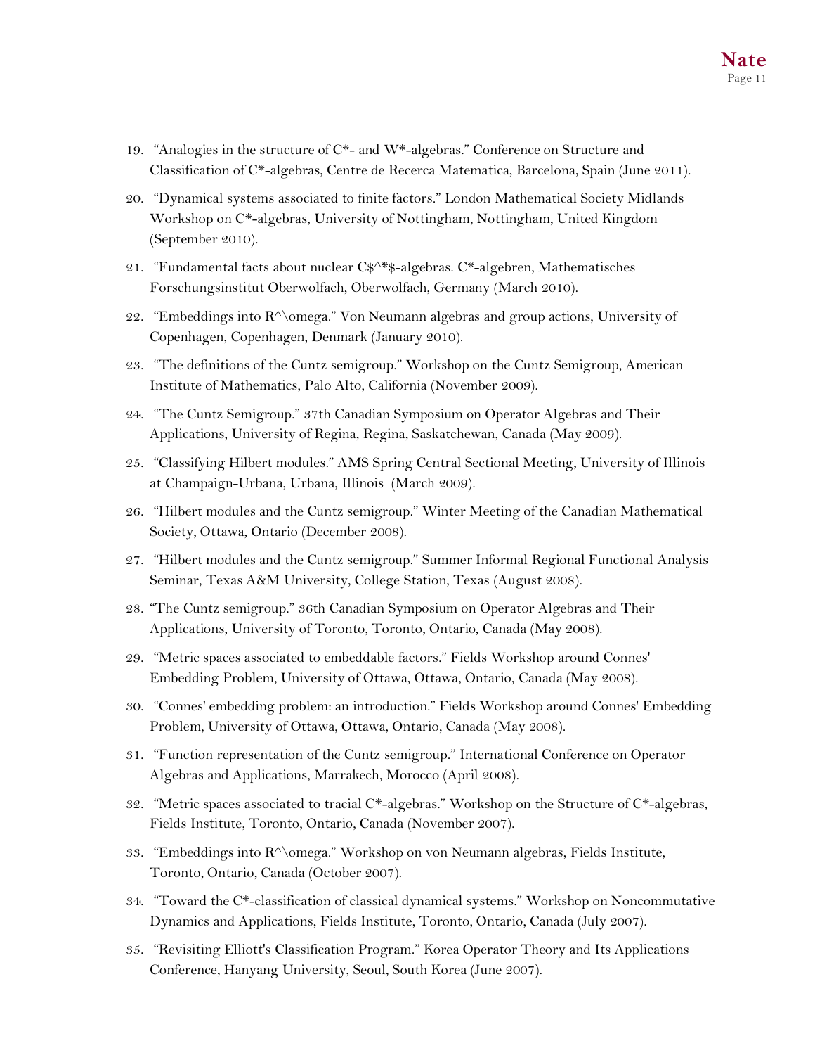19. "Analogies in the structure of C*- and W*-algebras." Conference on Structure and Classification of C*-algebras, Centre de Recerca Matematica, Barcelona, Spain (June 2011).
20. "Dynamical systems associated to finite factors." London Mathematical Society Midlands Workshop on C*-algebras, University of Nottingham, Nottingham, United Kingdom (September 2010).
21. "Fundamental facts about nuclear C$^*$-algebras. C*-algebren, Mathematisches Forschungsinstitut Oberwolfach, Oberwolfach, Germany (March 2010).
22. "Embeddings into R^\omega." Von Neumann algebras and group actions, University of Copenhagen, Copenhagen, Denmark (January 2010).
23. "The definitions of the Cuntz semigroup." Workshop on the Cuntz Semigroup, American Institute of Mathematics, Palo Alto, California (November 2009).
24. "The Cuntz Semigroup." 37th Canadian Symposium on Operator Algebras and Their Applications, University of Regina, Regina, Saskatchewan, Canada (May 2009).
25. "Classifying Hilbert modules." AMS Spring Central Sectional Meeting, University of Illinois at Champaign-Urbana, Urbana, Illinois (March 2009).
26. "Hilbert modules and the Cuntz semigroup." Winter Meeting of the Canadian Mathematical Society, Ottawa, Ontario (December 2008).
27. "Hilbert modules and the Cuntz semigroup." Summer Informal Regional Functional Analysis Seminar, Texas A&M University, College Station, Texas (August 2008).
28. "The Cuntz semigroup." 36th Canadian Symposium on Operator Algebras and Their Applications, University of Toronto, Toronto, Ontario, Canada (May 2008).
29. "Metric spaces associated to embeddable factors." Fields Workshop around Connes' Embedding Problem, University of Ottawa, Ottawa, Ontario, Canada (May 2008).
30. "Connes' embedding problem: an introduction." Fields Workshop around Connes' Embedding Problem, University of Ottawa, Ottawa, Ontario, Canada (May 2008).
31. "Function representation of the Cuntz semigroup." International Conference on Operator Algebras and Applications, Marrakech, Morocco (April 2008).
32. "Metric spaces associated to tracial C*-algebras." Workshop on the Structure of C*-algebras, Fields Institute, Toronto, Ontario, Canada (November 2007).
33. "Embeddings into R^\omega." Workshop on von Neumann algebras, Fields Institute, Toronto, Ontario, Canada (October 2007).
34. "Toward the C*-classification of classical dynamical systems." Workshop on Noncommutative Dynamics and Applications, Fields Institute, Toronto, Ontario, Canada (July 2007).
35. "Revisiting Elliott's Classification Program." Korea Operator Theory and Its Applications Conference, Hanyang University, Seoul, South Korea (June 2007).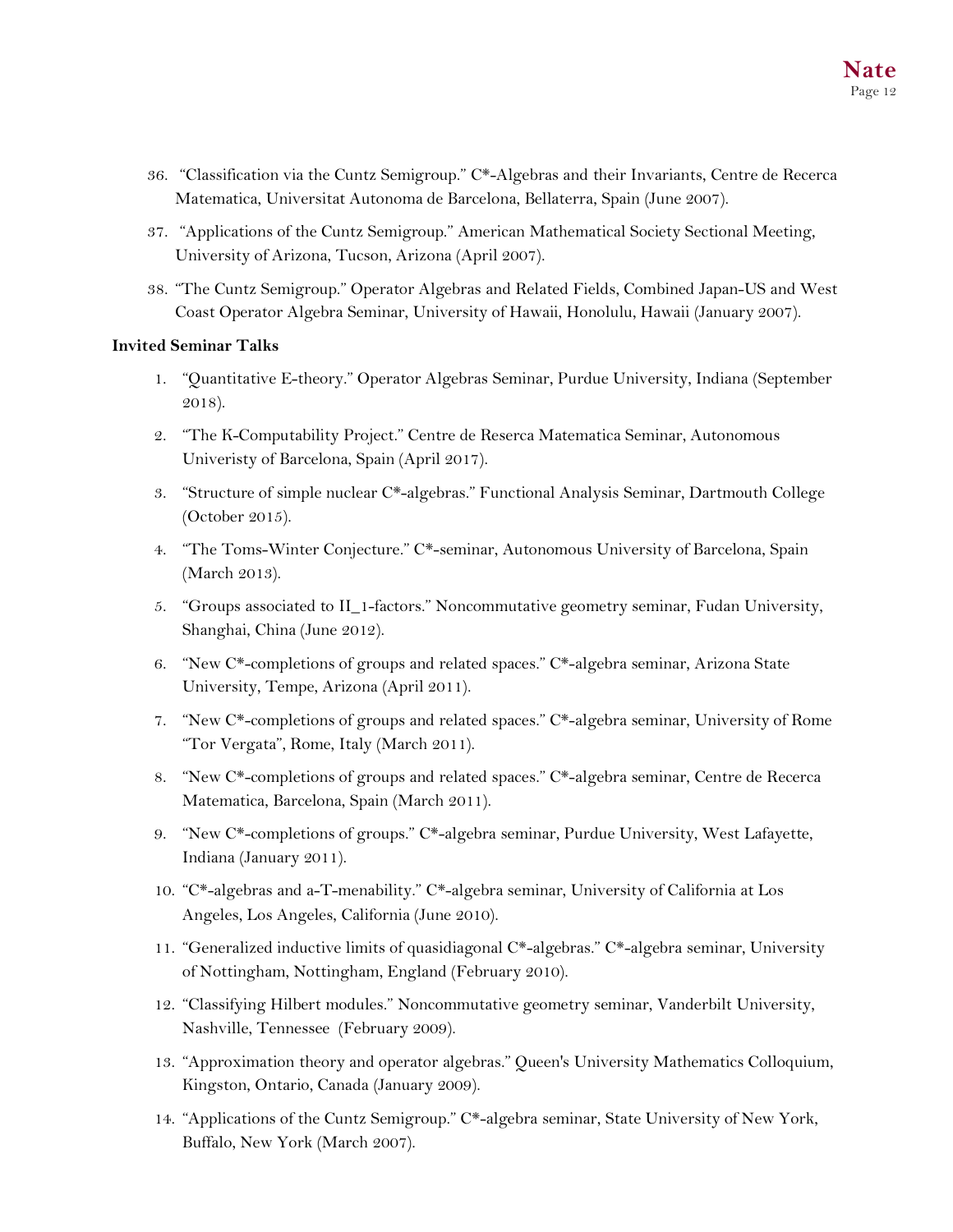36. "Classification via the Cuntz Semigroup." C*-Algebras and their Invariants, Centre de Recerca Matematica, Universitat Autonoma de Barcelona, Bellaterra, Spain (June 2007).
37. "Applications of the Cuntz Semigroup." American Mathematical Society Sectional Meeting, University of Arizona, Tucson, Arizona (April 2007).
38. "The Cuntz Semigroup." Operator Algebras and Related Fields, Combined Japan-US and West Coast Operator Algebra Seminar, University of Hawaii, Honolulu, Hawaii (January 2007).

**Invited Seminar Talks**

1. "Quantitative E-theory." Operator Algebras Seminar, Purdue University, Indiana (September 2018).
2. "The K-Computability Project." Centre de Reserca Matematica Seminar, Autonomous Univeristy of Barcelona, Spain (April 2017).
3. "Structure of simple nuclear C*-algebras." Functional Analysis Seminar, Dartmouth College (October 2015).
4. "The Toms-Winter Conjecture." C*-seminar, Autonomous University of Barcelona, Spain (March 2013).
5. "Groups associated to II_1-factors." Noncommutative geometry seminar, Fudan University, Shanghai, China (June 2012).
6. "New C*-completions of groups and related spaces." C*-algebra seminar, Arizona State University, Tempe, Arizona (April 2011).
7. "New C*-completions of groups and related spaces." C*-algebra seminar, University of Rome "Tor Vergata", Rome, Italy (March 2011).
8. "New C*-completions of groups and related spaces." C*-algebra seminar, Centre de Recerca Matematica, Barcelona, Spain (March 2011).
9. "New C*-completions of groups." C*-algebra seminar, Purdue University, West Lafayette, Indiana (January 2011).
10. "C*-algebras and a-T-menability." C*-algebra seminar, University of California at Los Angeles, Los Angeles, California (June 2010).
11. "Generalized inductive limits of quasidiagonal C*-algebras." C*-algebra seminar, University of Nottingham, Nottingham, England (February 2010).
12. "Classifying Hilbert modules." Noncommutative geometry seminar, Vanderbilt University, Nashville, Tennessee (February 2009).
13. "Approximation theory and operator algebras." Queen's University Mathematics Colloquium, Kingston, Ontario, Canada (January 2009).
14. "Applications of the Cuntz Semigroup." C*-algebra seminar, State University of New York, Buffalo, New York (March 2007).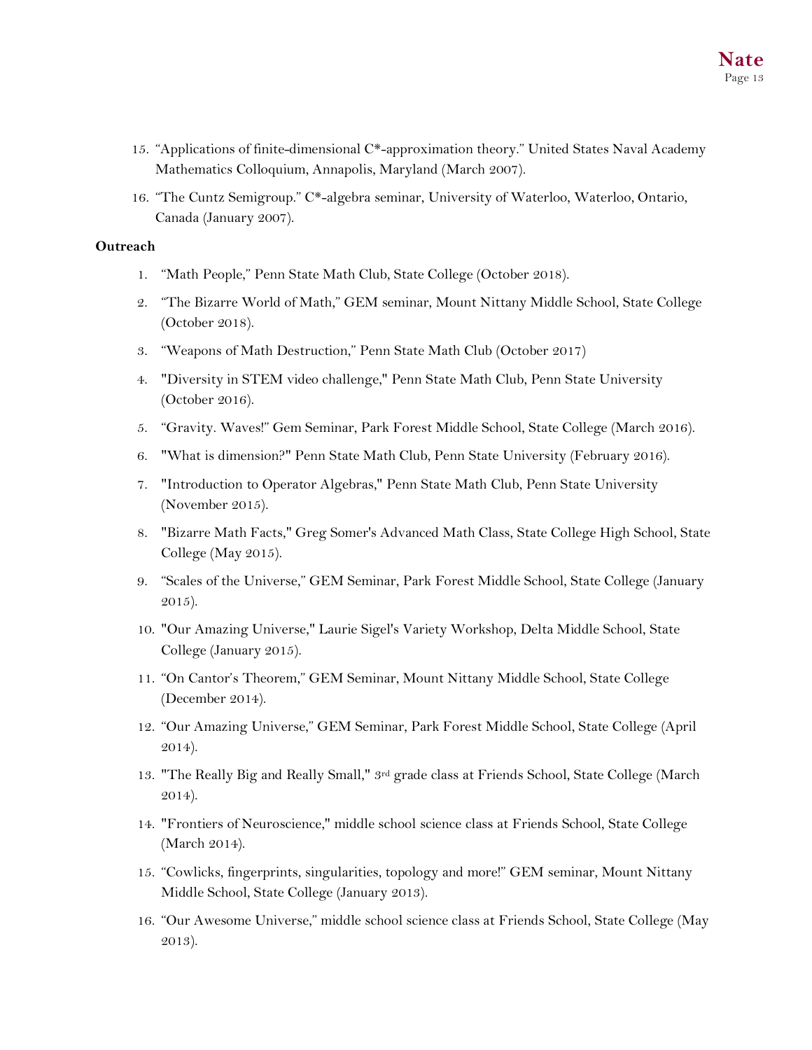15. "Applications of finite-dimensional C*-approximation theory." United States Naval Academy Mathematics Colloquium, Annapolis, Maryland (March 2007).
16. "The Cuntz Semigroup." C*-algebra seminar, University of Waterloo, Waterloo, Ontario, Canada (January 2007).

**Outreach**

1. "Math People," Penn State Math Club, State College (October 2018).
2. "The Bizarre World of Math," GEM seminar, Mount Nittany Middle School, State College (October 2018).
3. "Weapons of Math Destruction," Penn State Math Club (October 2017)
4. "Diversity in STEM video challenge," Penn State Math Club, Penn State University (October 2016).
5. "Gravity. Waves!" Gem Seminar, Park Forest Middle School, State College (March 2016).
6. "What is dimension?" Penn State Math Club, Penn State University (February 2016).
7. "Introduction to Operator Algebras," Penn State Math Club, Penn State University (November 2015).
8. "Bizarre Math Facts," Greg Somer's Advanced Math Class, State College High School, State College (May 2015).
9. "Scales of the Universe," GEM Seminar, Park Forest Middle School, State College (January 2015).
10. "Our Amazing Universe," Laurie Sigel's Variety Workshop, Delta Middle School, State College (January 2015).
11. "On Cantor's Theorem," GEM Seminar, Mount Nittany Middle School, State College (December 2014).
12. "Our Amazing Universe," GEM Seminar, Park Forest Middle School, State College (April 2014).
13. "The Really Big and Really Small," 3rd grade class at Friends School, State College (March 2014).
14. "Frontiers of Neuroscience," middle school science class at Friends School, State College (March 2014).
15. "Cowlicks, fingerprints, singularities, topology and more!" GEM seminar, Mount Nittany Middle School, State College (January 2013).
16. "Our Awesome Universe," middle school science class at Friends School, State College (May 2013).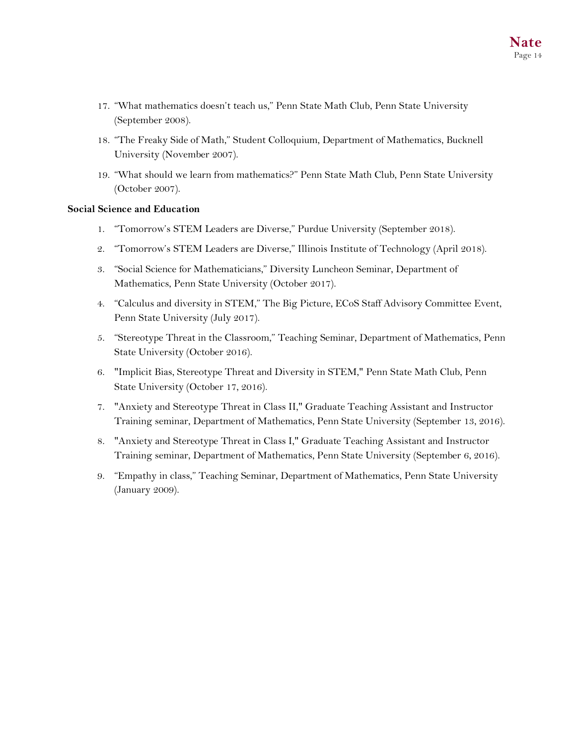17. "What mathematics doesn't teach us," Penn State Math Club, Penn State University (September 2008).

18. "The Freaky Side of Math," Student Colloquium, Department of Mathematics, Bucknell University (November 2007).

19. "What should we learn from mathematics?" Penn State Math Club, Penn State University (October 2007).

**Social Science and Education**

1. "Tomorrow's STEM Leaders are Diverse," Purdue University (September 2018).

2. "Tomorrow's STEM Leaders are Diverse," Illinois Institute of Technology (April 2018).

3. "Social Science for Mathematicians," Diversity Luncheon Seminar, Department of Mathematics, Penn State University (October 2017).

4. "Calculus and diversity in STEM," The Big Picture, ECoS Staff Advisory Committee Event, Penn State University (July 2017).

5. "Stereotype Threat in the Classroom," Teaching Seminar, Department of Mathematics, Penn State University (October 2016).

6. "Implicit Bias, Stereotype Threat and Diversity in STEM," Penn State Math Club, Penn State University (October 17, 2016).

7. "Anxiety and Stereotype Threat in Class II," Graduate Teaching Assistant and Instructor Training seminar, Department of Mathematics, Penn State University (September 13, 2016).

8. "Anxiety and Stereotype Threat in Class I," Graduate Teaching Assistant and Instructor Training seminar, Department of Mathematics, Penn State University (September 6, 2016).

9. "Empathy in class," Teaching Seminar, Department of Mathematics, Penn State University (January 2009).